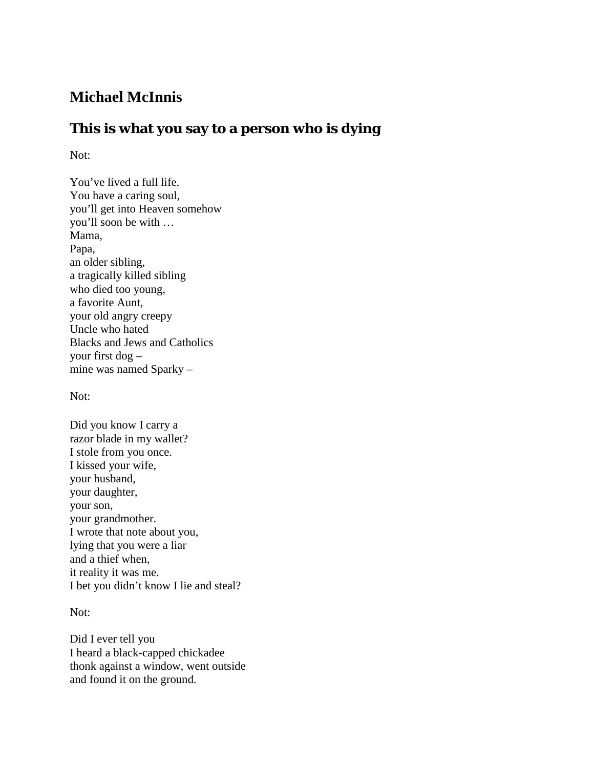## Michael McInnis

## This is what you say to a person who is dying

Not:

You've lived a full life.  
You have a caring soul,  
you'll get into Heaven somehow  
you'll soon be with …  
Mama,  
Papa,  
an older sibling,  
a tragically killed sibling  
who died too young,  
a favorite Aunt,  
your old angry creepy  
Uncle who hated  
Blacks and Jews and Catholics  
your first dog –  
mine was named Sparky –

Not:

Did you know I carry a  
razor blade in my wallet?  
I stole from you once.  
I kissed your wife,  
your husband,  
your daughter,  
your son,  
your grandmother.  
I wrote that note about you,  
lying that you were a liar  
and a thief when,  
it reality it was me.  
I bet you didn't know I lie and steal?

Not:

Did I ever tell you  
I heard a black-capped chickadee  
thonk against a window, went outside  
and found it on the ground.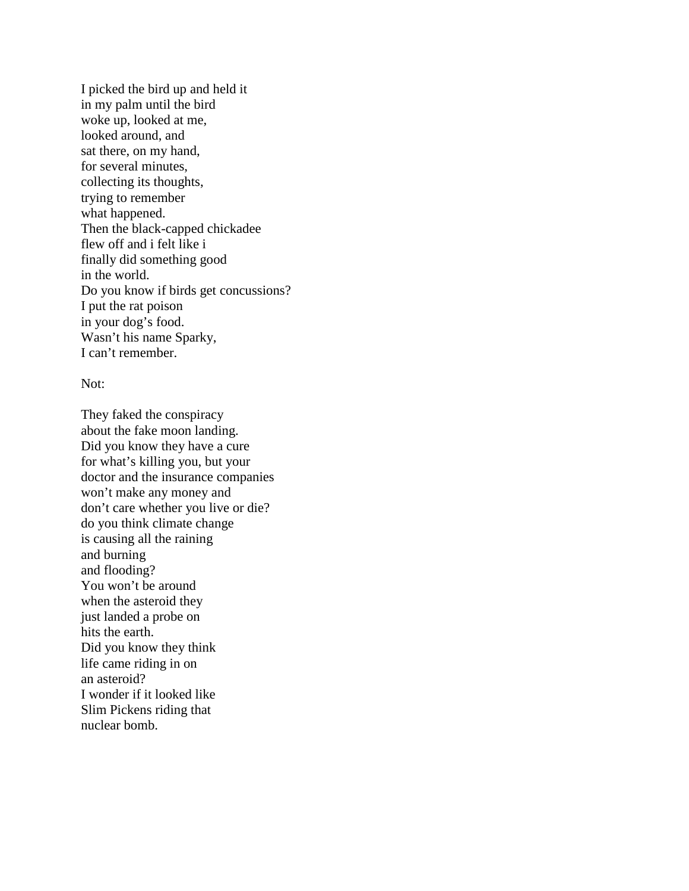I picked the bird up and held it  
in my palm until the bird  
woke up, looked at me,  
looked around, and  
sat there, on my hand,  
for several minutes,  
collecting its thoughts,  
trying to remember  
what happened.  
Then the black-capped chickadee  
flew off and i felt like i  
finally did something good  
in the world.  
Do you know if birds get concussions?  
I put the rat poison  
in your dog's food.  
Wasn't his name Sparky,  
I can't remember.

Not:

They faked the conspiracy  
about the fake moon landing.  
Did you know they have a cure  
for what's killing you, but your  
doctor and the insurance companies  
won't make any money and  
don't care whether you live or die?  
do you think climate change  
is causing all the raining  
and burning  
and flooding?  
You won't be around  
when the asteroid they  
just landed a probe on  
hits the earth.  
Did you know they think  
life came riding in on  
an asteroid?  
I wonder if it looked like  
Slim Pickens riding that  
nuclear bomb.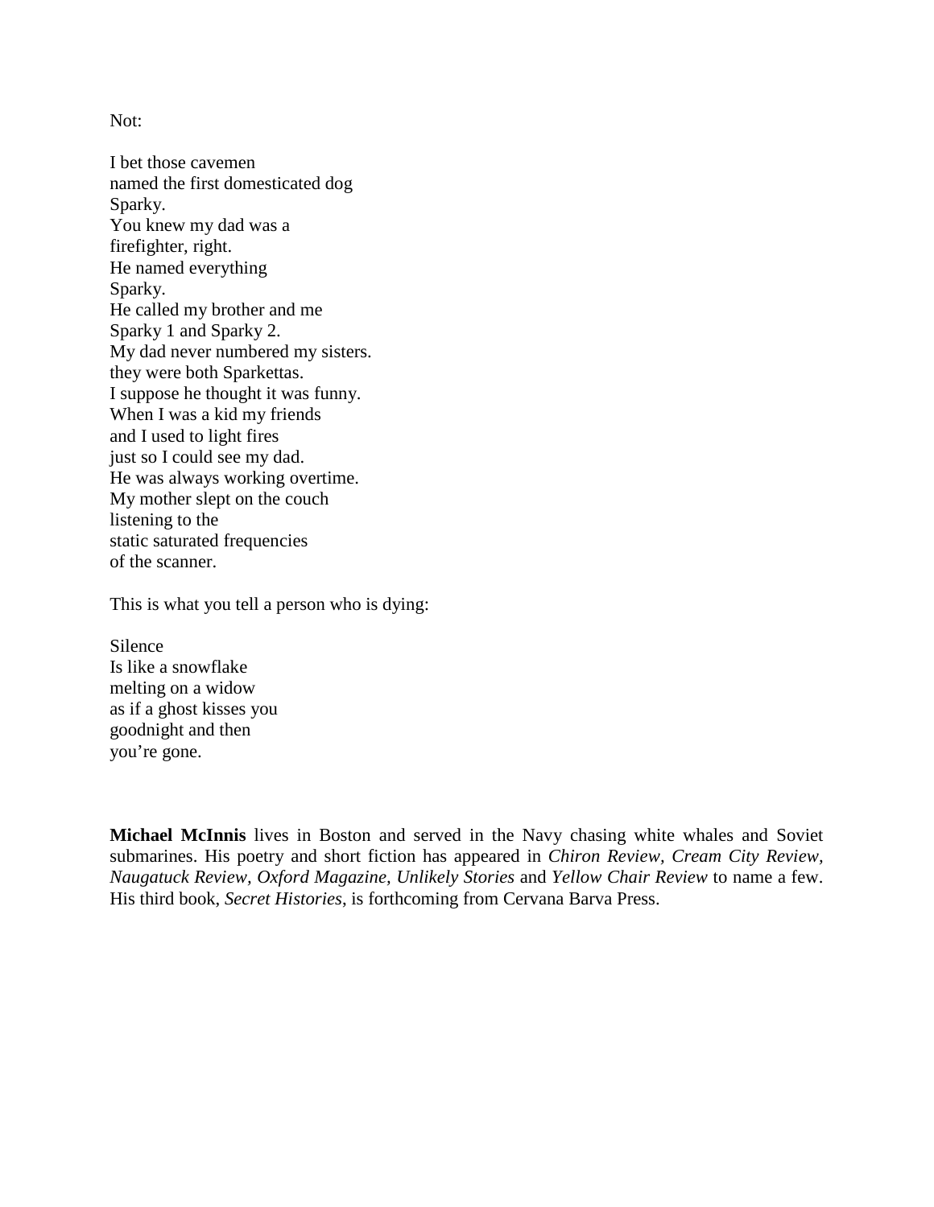Not:

I bet those cavemen  
named the first domesticated dog  
Sparky.  
You knew my dad was a  
firefighter, right.  
He named everything  
Sparky.  
He called my brother and me  
Sparky 1 and Sparky 2.  
My dad never numbered my sisters.  
they were both Sparkettas.  
I suppose he thought it was funny.  
When I was a kid my friends  
and I used to light fires  
just so I could see my dad.  
He was always working overtime.  
My mother slept on the couch  
listening to the  
static saturated frequencies  
of the scanner.

This is what you tell a person who is dying:

Silence  
Is like a snowflake  
melting on a widow  
as if a ghost kisses you  
goodnight and then  
you're gone.

**Michael McInnis** lives in Boston and served in the Navy chasing white whales and Soviet submarines. His poetry and short fiction has appeared in *Chiron Review, Cream City Review, Naugatuck Review, Oxford Magazine, Unlikely Stories* and *Yellow Chair Review* to name a few. His third book, *Secret Histories*, is forthcoming from Cervana Barva Press.